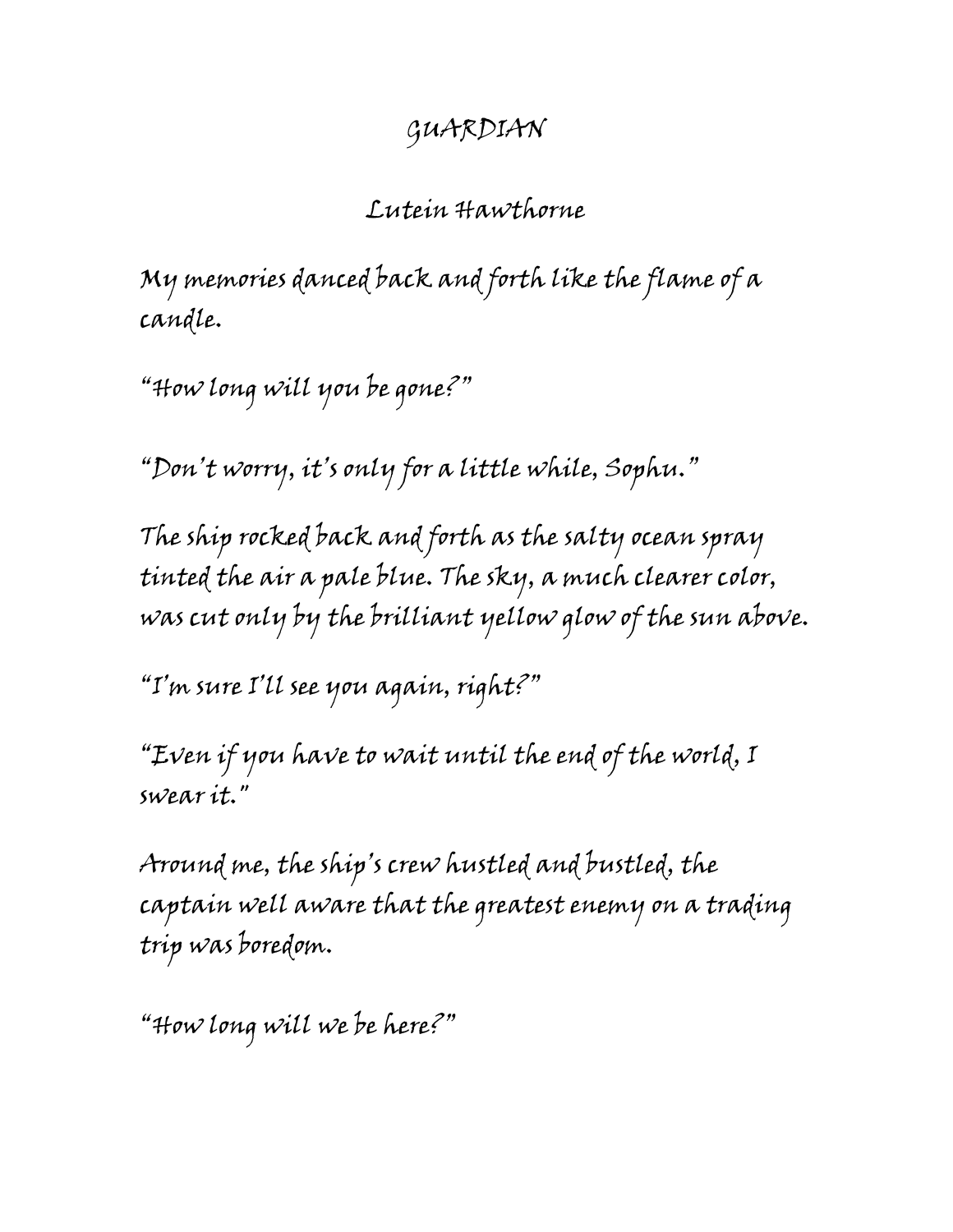# GUARDIAN

Lutein Hawthorne

My memories danced back and forth like the flame of a candle.

"How long will you be gone?"

"Don't worry, it's only for a little while, Sophu."

The ship rocked back and forth as the salty ocean spray tinted the air a pale blue. The sky, a much clearer color, was cut only by the brilliant yellow glow of the sun above.

"I'm sure I'll see you again, right?"

"Even if you have to wait until the end of the world, I swear it."

Around me, the ship's crew hustled and bustled, the captain well aware that the greatest enemy on a trading trip was boredom.

"How long will we be here?"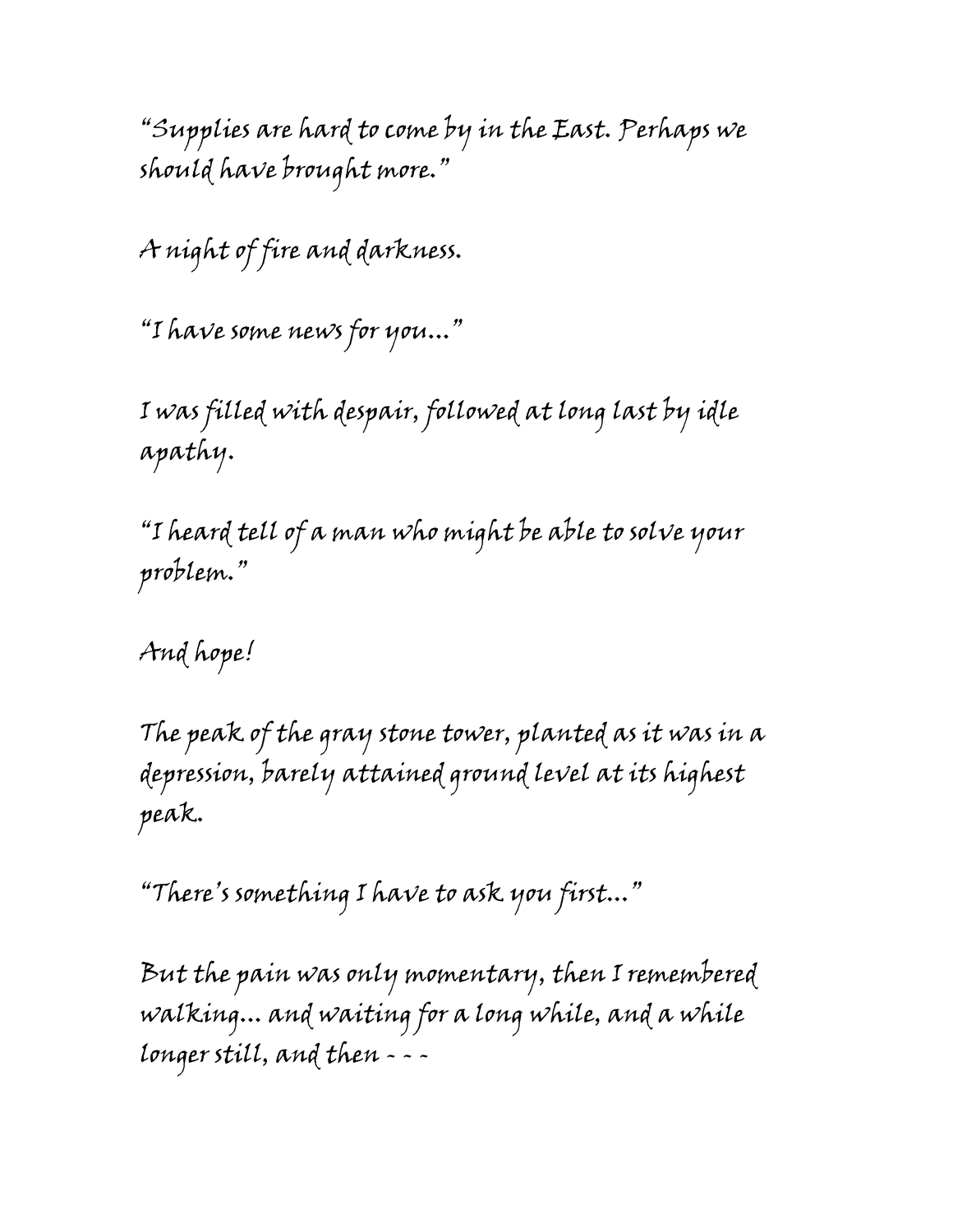"Supplies are hard to come by in the East. Perhaps we should have brought more."

A night of fire and darkness.

"I have some news for you..."

I was filled with despair, followed at long last by idle apathy.

"I heard tell of a man who might be able to solve your problem."

And hope!

The peak of the gray stone tower, planted as it was in a depression, barely attained ground level at its highest peak.

"There's something I have to ask you first..."

But the pain was only momentary, then I remembered walking... and waiting for a long while, and a while longer still, and then - - -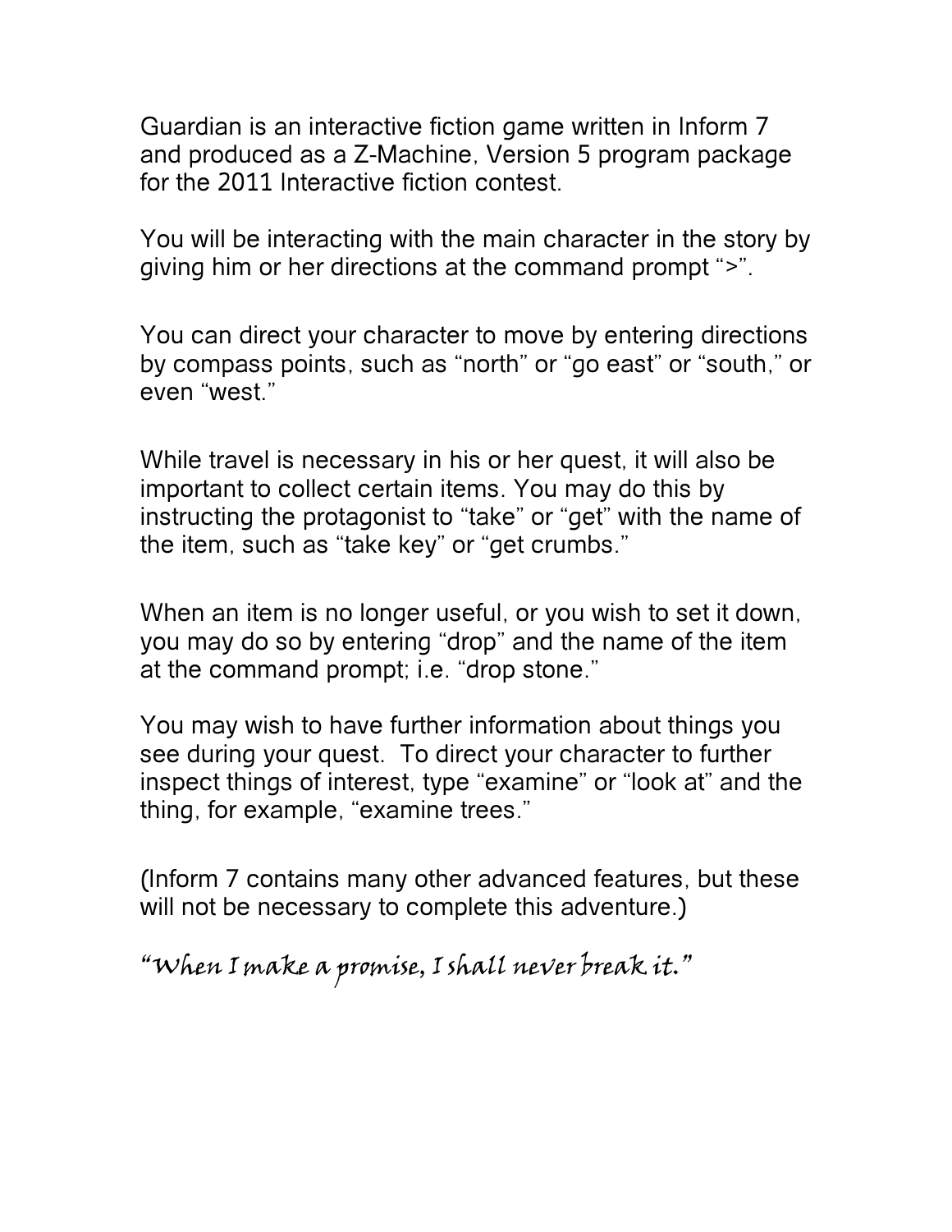Guardian is an interactive fiction game written in Inform 7 and produced as a Z-Machine, Version 5 program package for the 2011 Interactive fiction contest.

You will be interacting with the main character in the story by giving him or her directions at the command prompt “>”.

You can direct your character to move by entering directions by compass points, such as “north” or “go east” or “south,” or even “west.”

While travel is necessary in his or her quest, it will also be important to collect certain items. You may do this by instructing the protagonist to “take” or “get” with the name of the item, such as “take key” or “get crumbs.”

When an item is no longer useful, or you wish to set it down, you may do so by entering “drop” and the name of the item at the command prompt; i.e. “drop stone.”

You may wish to have further information about things you see during your quest. To direct your character to further inspect things of interest, type “examine” or “look at” and the thing, for example, “examine trees.”

(Inform 7 contains many other advanced features, but these will not be necessary to complete this adventure.)

*“When I make a promise, I shall never break it.”*